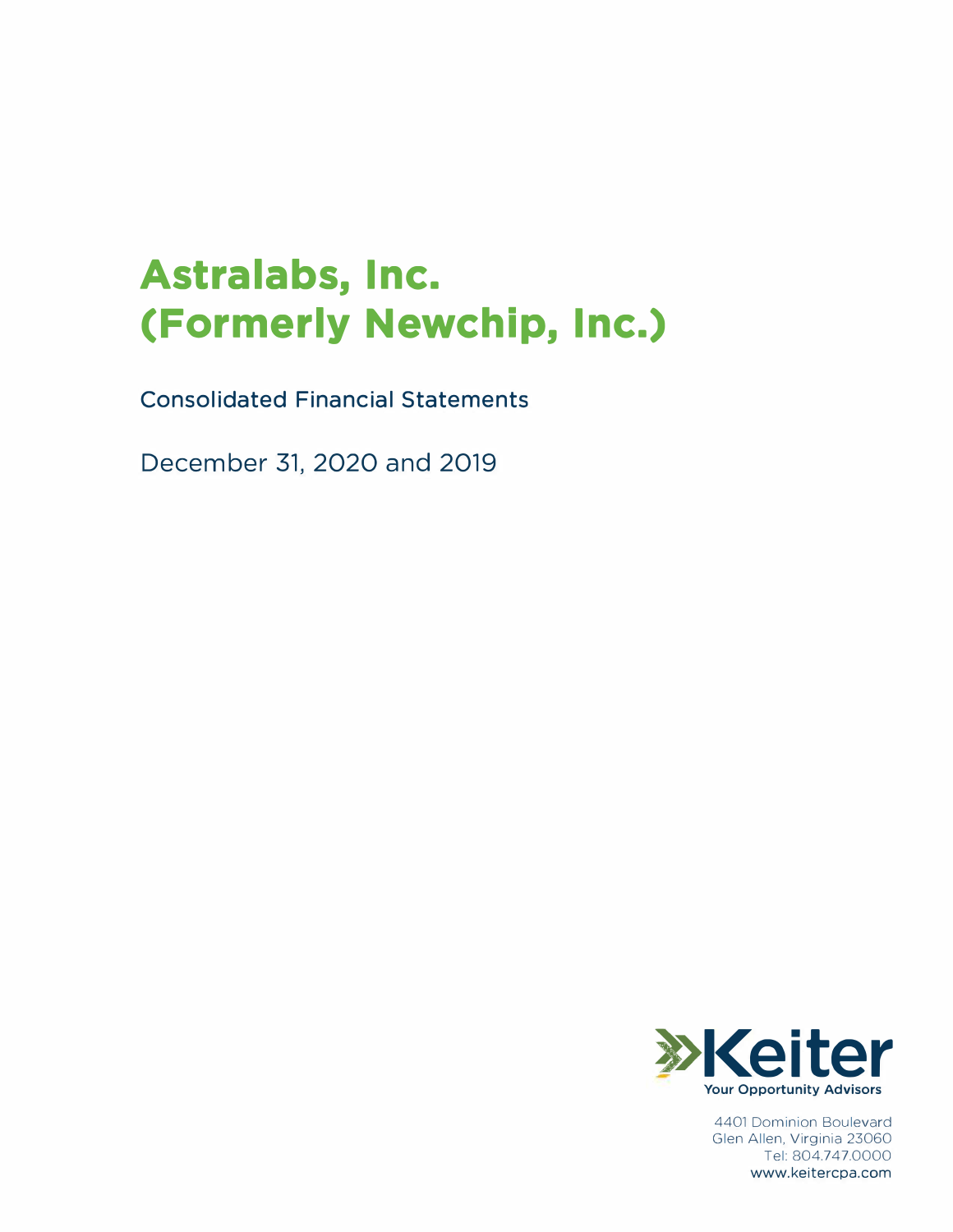# Astralabs, Inc.
# (Formerly Newchip, Inc.)

## Consolidated Financial Statements

December 31, 2020 and 2019

Keiter
Your Opportunity Advisors

4401 Dominion Boulevard
Glen Allen, Virginia 23060
Tel: 804.747.0000
www.keitercpa.com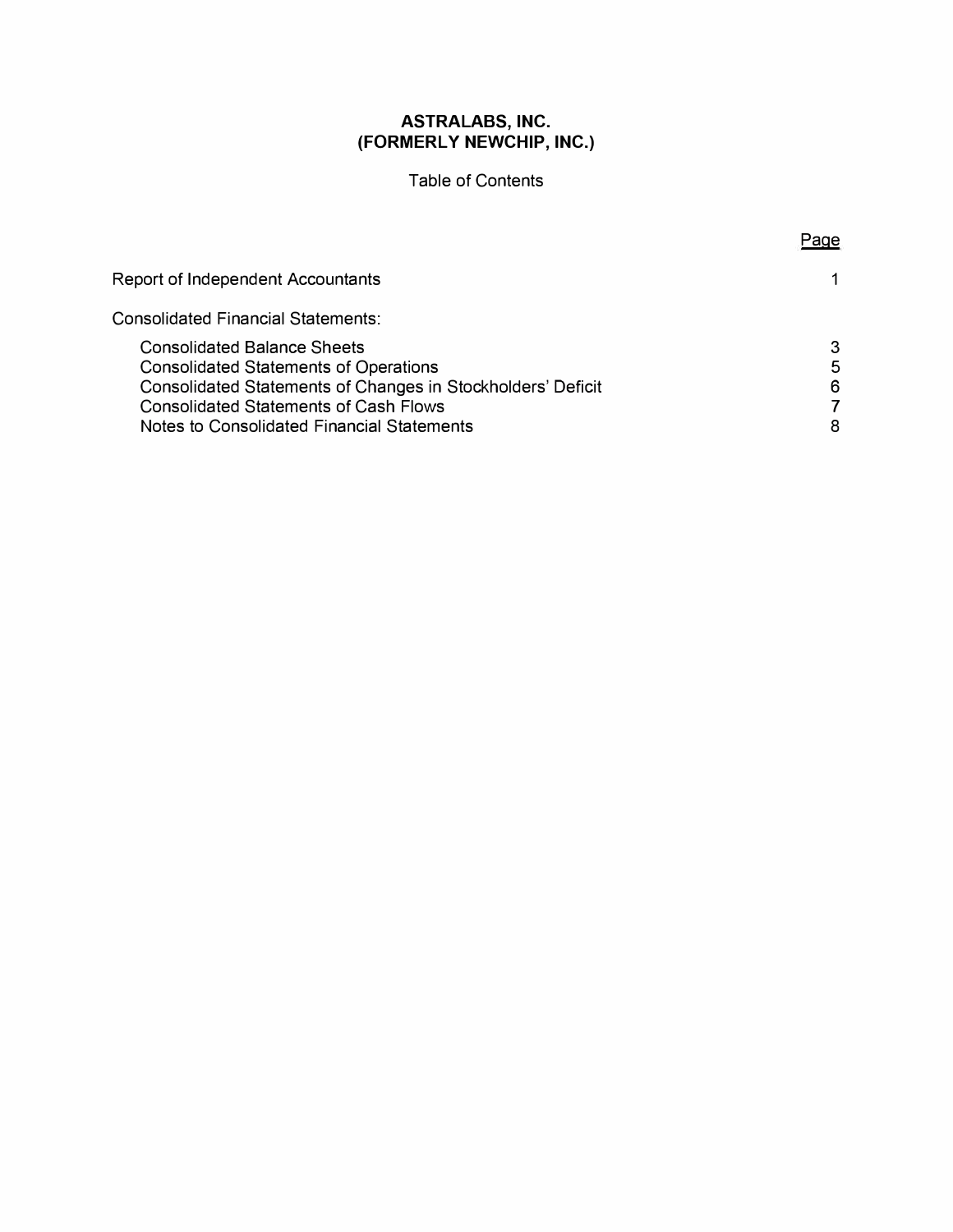**ASTRALABS, INC.**
**(FORMERLY NEWCHIP, INC.)**

Table of Contents

| | Page |
|---|---|
| Report of Independent Accountants | 1 |
| Consolidated Financial Statements: | |
| Consolidated Balance Sheets | 3 |
| Consolidated Statements of Operations | 5 |
| Consolidated Statements of Changes in Stockholders' Deficit | 6 |
| Consolidated Statements of Cash Flows | 7 |
| Notes to Consolidated Financial Statements | 8 |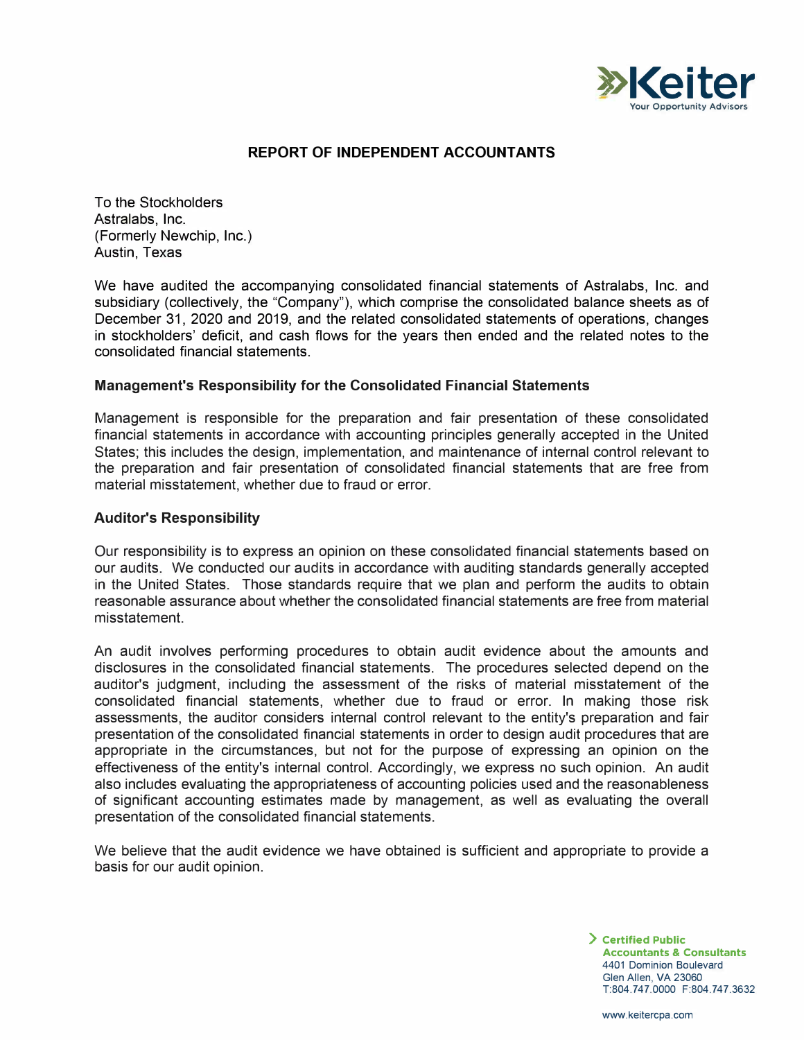# REPORT OF INDEPENDENT ACCOUNTANTS

To the Stockholders
Astralabs, Inc.
(Formerly Newchip, Inc.)
Austin, Texas

We have audited the accompanying consolidated financial statements of Astralabs, Inc. and subsidiary (collectively, the "Company"), which comprise the consolidated balance sheets as of December 31, 2020 and 2019, and the related consolidated statements of operations, changes in stockholders' deficit, and cash flows for the years then ended and the related notes to the consolidated financial statements.

## Management's Responsibility for the Consolidated Financial Statements

Management is responsible for the preparation and fair presentation of these consolidated financial statements in accordance with accounting principles generally accepted in the United States; this includes the design, implementation, and maintenance of internal control relevant to the preparation and fair presentation of consolidated financial statements that are free from material misstatement, whether due to fraud or error.

## Auditor's Responsibility

Our responsibility is to express an opinion on these consolidated financial statements based on our audits. We conducted our audits in accordance with auditing standards generally accepted in the United States. Those standards require that we plan and perform the audits to obtain reasonable assurance about whether the consolidated financial statements are free from material misstatement.

An audit involves performing procedures to obtain audit evidence about the amounts and disclosures in the consolidated financial statements. The procedures selected depend on the auditor's judgment, including the assessment of the risks of material misstatement of the consolidated financial statements, whether due to fraud or error. In making those risk assessments, the auditor considers internal control relevant to the entity's preparation and fair presentation of the consolidated financial statements in order to design audit procedures that are appropriate in the circumstances, but not for the purpose of expressing an opinion on the effectiveness of the entity's internal control. Accordingly, we express no such opinion. An audit also includes evaluating the appropriateness of accounting policies used and the reasonableness of significant accounting estimates made by management, as well as evaluating the overall presentation of the consolidated financial statements.

We believe that the audit evidence we have obtained is sufficient and appropriate to provide a basis for our audit opinion.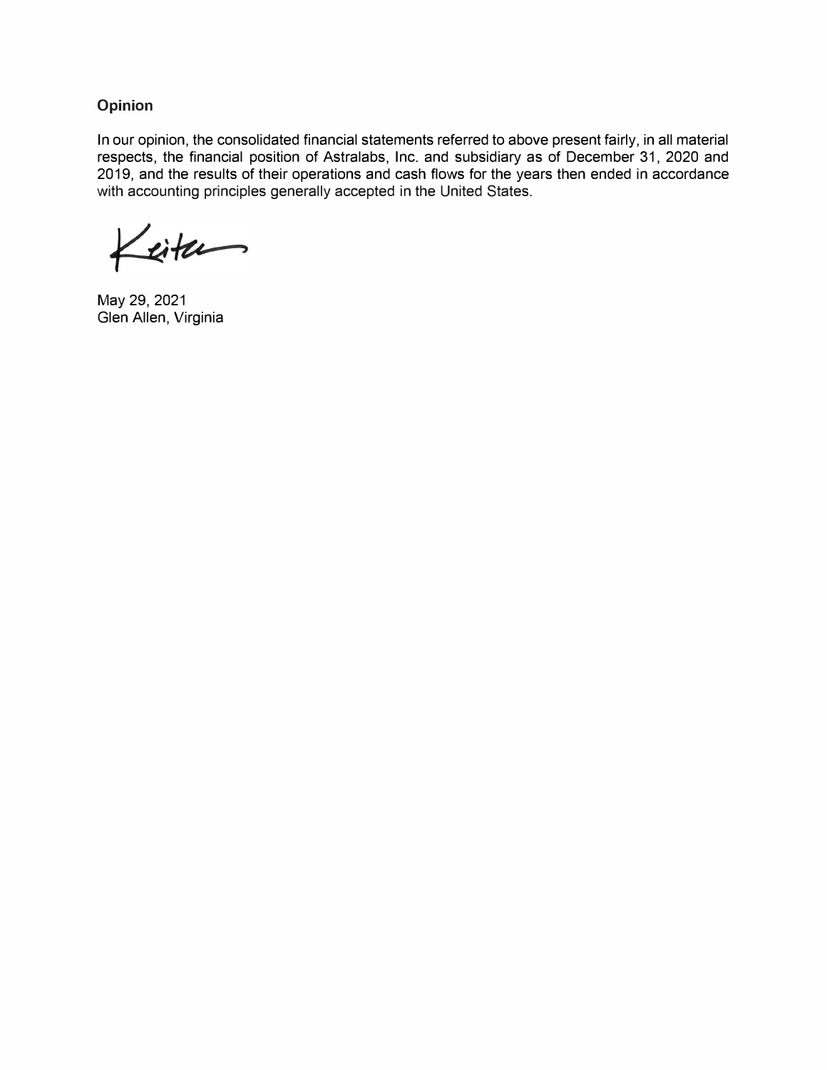### Opinion

In our opinion, the consolidated financial statements referred to above present fairly, in all material respects, the financial position of Astralabs, Inc. and subsidiary as of December 31, 2020 and 2019, and the results of their operations and cash flows for the years then ended in accordance with accounting principles generally accepted in the United States.

Keiter

May 29, 2021
Glen Allen, Virginia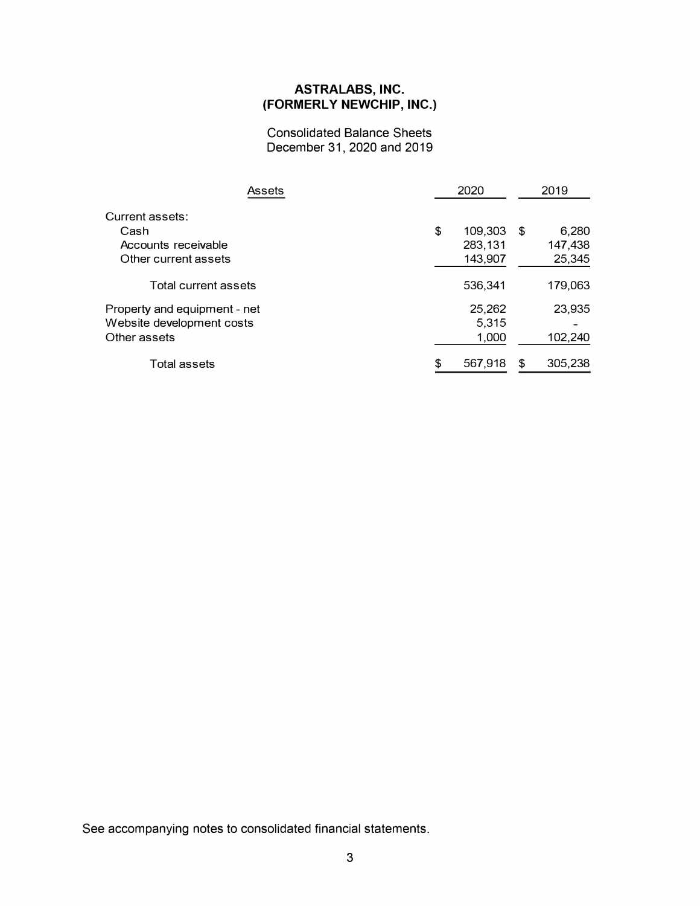# ASTRALABS, INC.
# (FORMERLY NEWCHIP, INC.)

## Consolidated Balance Sheets
## December 31, 2020 and 2019

| Assets | 2020 | 2019 |
|---|---|---|
| Current assets: | | |
| Cash | $ 109,303 | $ 6,280 |
| Accounts receivable | 283,131 | 147,438 |
| Other current assets | 143,907 | 25,345 |
| Total current assets | 536,341 | 179,063 |
| Property and equipment - net | 25,262 | 23,935 |
| Website development costs | 5,315 | - |
| Other assets | 1,000 | 102,240 |
| Total assets | $ 567,918 | $ 305,238 |

See accompanying notes to consolidated financial statements.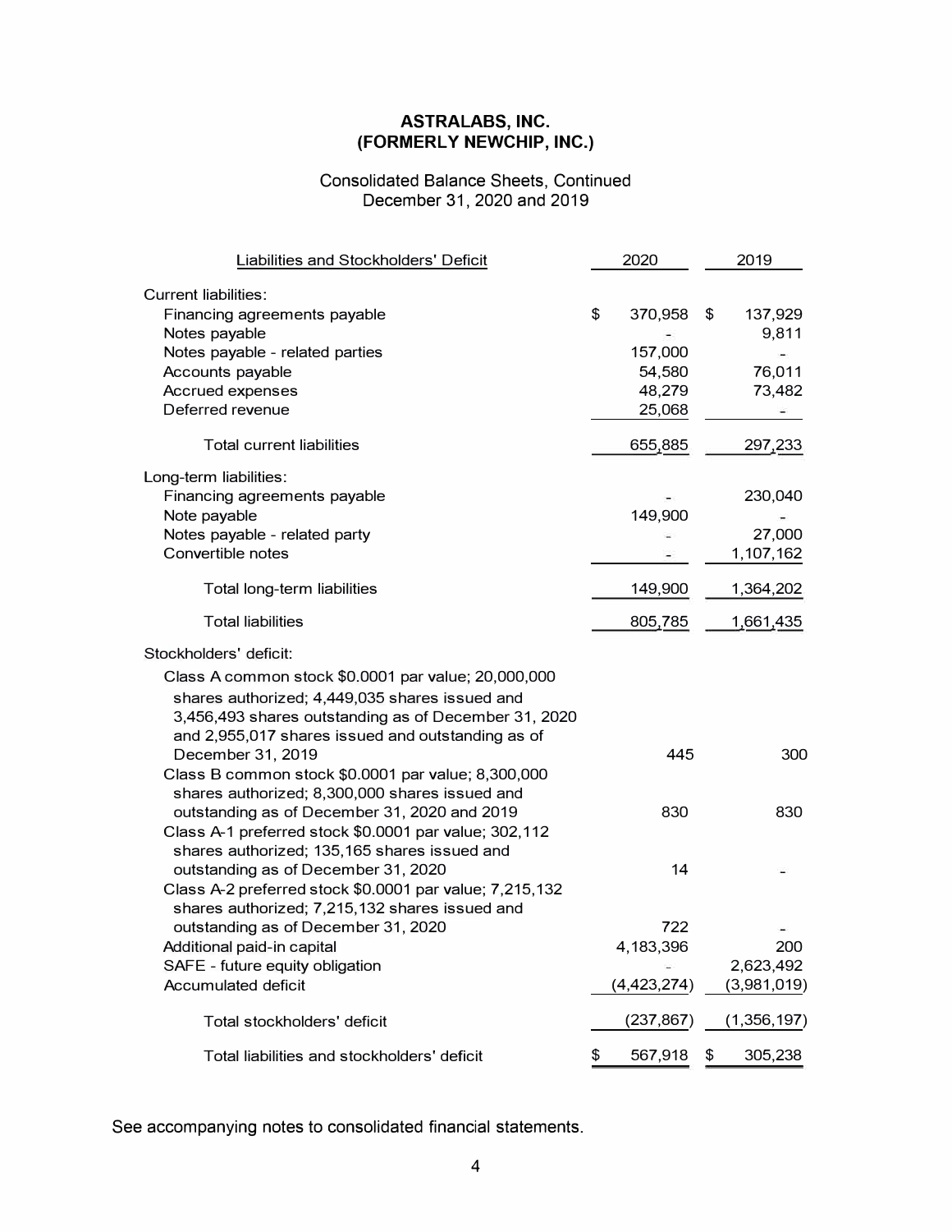# ASTRALABS, INC.
# (FORMERLY NEWCHIP, INC.)

## Consolidated Balance Sheets, Continued
December 31, 2020 and 2019

| Liabilities and Stockholders' Deficit | 2020 | 2019 |
|---|---|---|
| **Current liabilities:** | | |
| Financing agreements payable | $ 370,958 | $ 137,929 |
| Notes payable | - | 9,811 |
| Notes payable - related parties | 157,000 | - |
| Accounts payable | 54,580 | 76,011 |
| Accrued expenses | 48,279 | 73,482 |
| Deferred revenue | 25,068 | - |
| Total current liabilities | 655,885 | 297,233 |
| **Long-term liabilities:** | | |
| Financing agreements payable | - | 230,040 |
| Note payable | 149,900 | - |
| Notes payable - related party | - | 27,000 |
| Convertible notes | - | 1,107,162 |
| Total long-term liabilities | 149,900 | 1,364,202 |
| Total liabilities | 805,785 | 1,661,435 |
| **Stockholders' deficit:** | | |
| Class A common stock $0.0001 par value; 20,000,000 shares authorized; 4,449,035 shares issued and 3,456,493 shares outstanding as of December 31, 2020 and 2,955,017 shares issued and outstanding as of December 31, 2019 | 445 | 300 |
| Class B common stock $0.0001 par value; 8,300,000 shares authorized; 8,300,000 shares issued and outstanding as of December 31, 2020 and 2019 | 830 | 830 |
| Class A-1 preferred stock $0.0001 par value; 302,112 shares authorized; 135,165 shares issued and outstanding as of December 31, 2020 | 14 | - |
| Class A-2 preferred stock $0.0001 par value; 7,215,132 shares authorized; 7,215,132 shares issued and outstanding as of December 31, 2020 | 722 | - |
| Additional paid-in capital | 4,183,396 | 200 |
| SAFE - future equity obligation | - | 2,623,492 |
| Accumulated deficit | (4,423,274) | (3,981,019) |
| Total stockholders' deficit | (237,867) | (1,356,197) |
| Total liabilities and stockholders' deficit | $ 567,918 | $ 305,238 |

See accompanying notes to consolidated financial statements.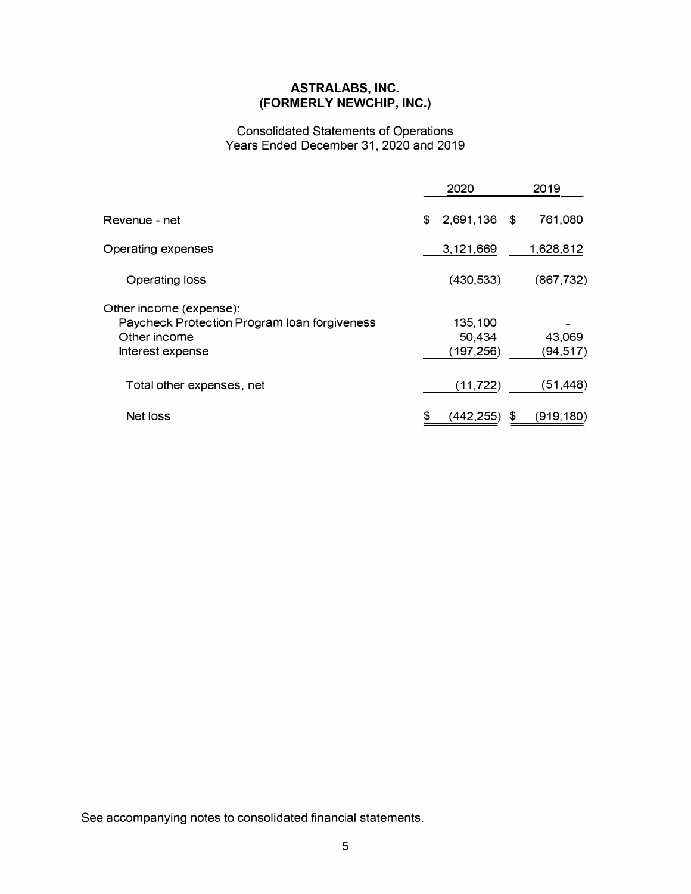# ASTRALABS, INC.
# (FORMERLY NEWCHIP, INC.)

Consolidated Statements of Operations
Years Ended December 31, 2020 and 2019

| | 2020 | 2019 |
|---|---|---|
| Revenue - net | $ 2,691,136 | $ 761,080 |
| Operating expenses | 3,121,669 | 1,628,812 |
| Operating loss | (430,533) | (867,732) |
| Other income (expense): | | |
| Paycheck Protection Program loan forgiveness | 135,100 | - |
| Other income | 50,434 | 43,069 |
| Interest expense | (197,256) | (94,517) |
| Total other expenses, net | (11,722) | (51,448) |
| Net loss | $ (442,255) | $ (919,180) |

See accompanying notes to consolidated financial statements.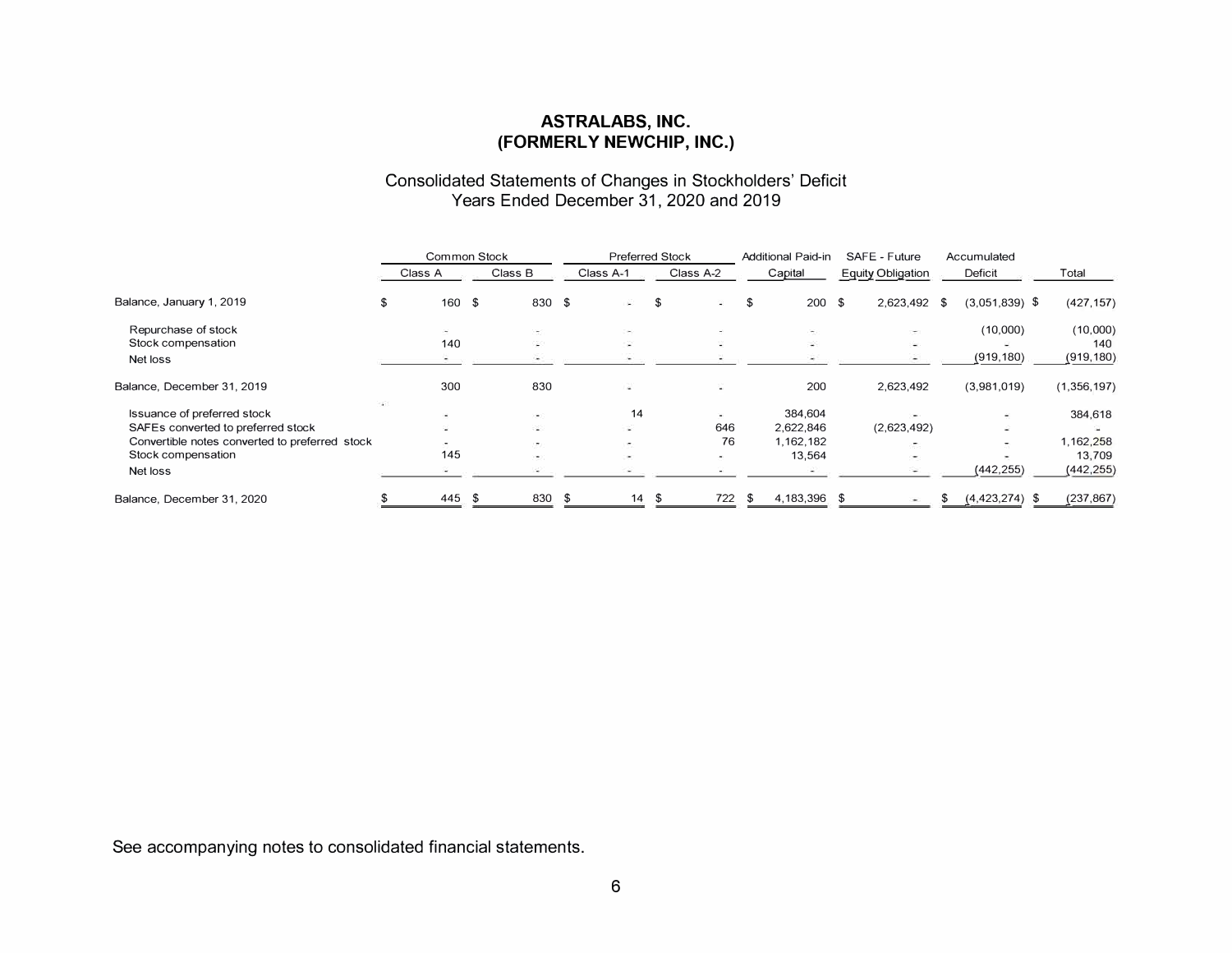# ASTRALABS, INC.
# (FORMERLY NEWCHIP, INC.)

## Consolidated Statements of Changes in Stockholders' Deficit
## Years Ended December 31, 2020 and 2019

| | Common Stock | | Preferred Stock | | Additional Paid-in | SAFE - Future | Accumulated | |
|---|---|---|---|---|---|---|---|---|
| | Class A | Class B | Class A-1 | Class A-2 | Capital | Equity Obligation | Deficit | Total |
| Balance, January 1, 2019 | $ 160 | $ 830 | $ - | $ - | $ 200 | $ 2,623,492 | $ (3,051,839) | $ (427,157) |
| Repurchase of stock | - | - | - | - | - | - | (10,000) | (10,000) |
| Stock compensation | 140 | - | - | - | - | - | - | 140 |
| Net loss | - | - | - | - | - | - | (919,180) | (919,180) |
| Balance, December 31, 2019 | 300 | 830 | - | - | 200 | 2,623,492 | (3,981,019) | (1,356,197) |
| Issuance of preferred stock | - | - | 14 | - | 384,604 | - | - | 384,618 |
| SAFEs converted to preferred stock | - | - | - | 646 | 2,622,846 | (2,623,492) | - | - |
| Convertible notes converted to preferred stock | - | - | - | 76 | 1,162,182 | - | - | 1,162,258 |
| Stock compensation | 145 | - | - | - | 13,564 | - | - | 13,709 |
| Net loss | - | - | - | - | - | - | (442,255) | (442,255) |
| Balance, December 31, 2020 | $ 445 | $ 830 | $ 14 | $ 722 | $ 4,183,396 | $ - | $ (4,423,274) | $ (237,867) |

See accompanying notes to consolidated financial statements.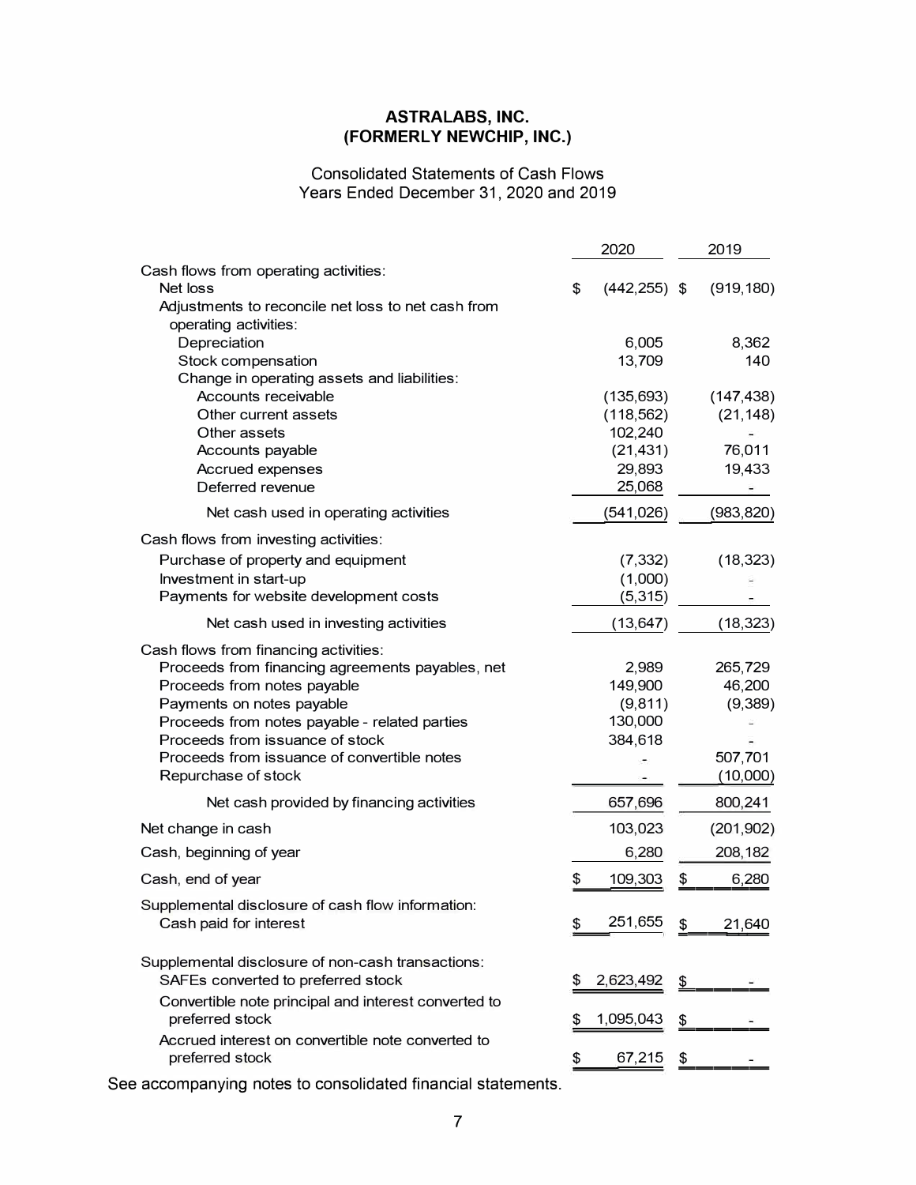# ASTRALABS, INC.
# (FORMERLY NEWCHIP, INC.)

## Consolidated Statements of Cash Flows
## Years Ended December 31, 2020 and 2019

| | 2020 | 2019 |
|---|---|---|
| Cash flows from operating activities: | | |
| Net loss | $ (442,255) | $ (919,180) |
| Adjustments to reconcile net loss to net cash from operating activities: | | |
| Depreciation | 6,005 | 8,362 |
| Stock compensation | 13,709 | 140 |
| Change in operating assets and liabilities: | | |
| Accounts receivable | (135,693) | (147,438) |
| Other current assets | (118,562) | (21,148) |
| Other assets | 102,240 | - |
| Accounts payable | (21,431) | 76,011 |
| Accrued expenses | 29,893 | 19,433 |
| Deferred revenue | 25,068 | - |
| Net cash used in operating activities | (541,026) | (983,820) |
| Cash flows from investing activities: | | |
| Purchase of property and equipment | (7,332) | (18,323) |
| Investment in start-up | (1,000) | - |
| Payments for website development costs | (5,315) | - |
| Net cash used in investing activities | (13,647) | (18,323) |
| Cash flows from financing activities: | | |
| Proceeds from financing agreements payables, net | 2,989 | 265,729 |
| Proceeds from notes payable | 149,900 | 46,200 |
| Payments on notes payable | (9,811) | (9,389) |
| Proceeds from notes payable - related parties | 130,000 | - |
| Proceeds from issuance of stock | 384,618 | - |
| Proceeds from issuance of convertible notes | - | 507,701 |
| Repurchase of stock | - | (10,000) |
| Net cash provided by financing activities | 657,696 | 800,241 |
| Net change in cash | 103,023 | (201,902) |
| Cash, beginning of year | 6,280 | 208,182 |
| Cash, end of year | $ 109,303 | $ 6,280 |
| Supplemental disclosure of cash flow information: | | |
| Cash paid for interest | $ 251,655 | $ 21,640 |
| Supplemental disclosure of non-cash transactions: | | |
| SAFEs converted to preferred stock | $ 2,623,492 | $ - |
| Convertible note principal and interest converted to preferred stock | $ 1,095,043 | $ - |
| Accrued interest on convertible note converted to preferred stock | $ 67,215 | $ - |

See accompanying notes to consolidated financial statements.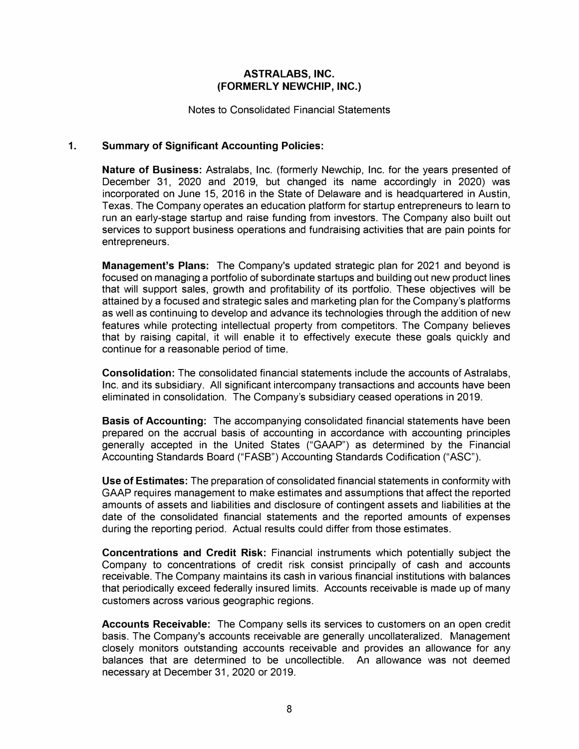## ASTRALABS, INC.
## (FORMERLY NEWCHIP, INC.)

Notes to Consolidated Financial Statements

### 1. Summary of Significant Accounting Policies:

**Nature of Business:** Astralabs, Inc. (formerly Newchip, Inc. for the years presented of December 31, 2020 and 2019, but changed its name accordingly in 2020) was incorporated on June 15, 2016 in the State of Delaware and is headquartered in Austin, Texas. The Company operates an education platform for startup entrepreneurs to learn to run an early-stage startup and raise funding from investors. The Company also built out services to support business operations and fundraising activities that are pain points for entrepreneurs.

**Management's Plans:** The Company's updated strategic plan for 2021 and beyond is focused on managing a portfolio of subordinate startups and building out new product lines that will support sales, growth and profitability of its portfolio. These objectives will be attained by a focused and strategic sales and marketing plan for the Company's platforms as well as continuing to develop and advance its technologies through the addition of new features while protecting intellectual property from competitors. The Company believes that by raising capital, it will enable it to effectively execute these goals quickly and continue for a reasonable period of time.

**Consolidation:** The consolidated financial statements include the accounts of Astralabs, Inc. and its subsidiary. All significant intercompany transactions and accounts have been eliminated in consolidation. The Company's subsidiary ceased operations in 2019.

**Basis of Accounting:** The accompanying consolidated financial statements have been prepared on the accrual basis of accounting in accordance with accounting principles generally accepted in the United States ("GAAP") as determined by the Financial Accounting Standards Board ("FASB") Accounting Standards Codification ("ASC").

**Use of Estimates:** The preparation of consolidated financial statements in conformity with GAAP requires management to make estimates and assumptions that affect the reported amounts of assets and liabilities and disclosure of contingent assets and liabilities at the date of the consolidated financial statements and the reported amounts of expenses during the reporting period. Actual results could differ from those estimates.

**Concentrations and Credit Risk:** Financial instruments which potentially subject the Company to concentrations of credit risk consist principally of cash and accounts receivable. The Company maintains its cash in various financial institutions with balances that periodically exceed federally insured limits. Accounts receivable is made up of many customers across various geographic regions.

**Accounts Receivable:** The Company sells its services to customers on an open credit basis. The Company's accounts receivable are generally uncollateralized. Management closely monitors outstanding accounts receivable and provides an allowance for any balances that are determined to be uncollectible. An allowance was not deemed necessary at December 31, 2020 or 2019.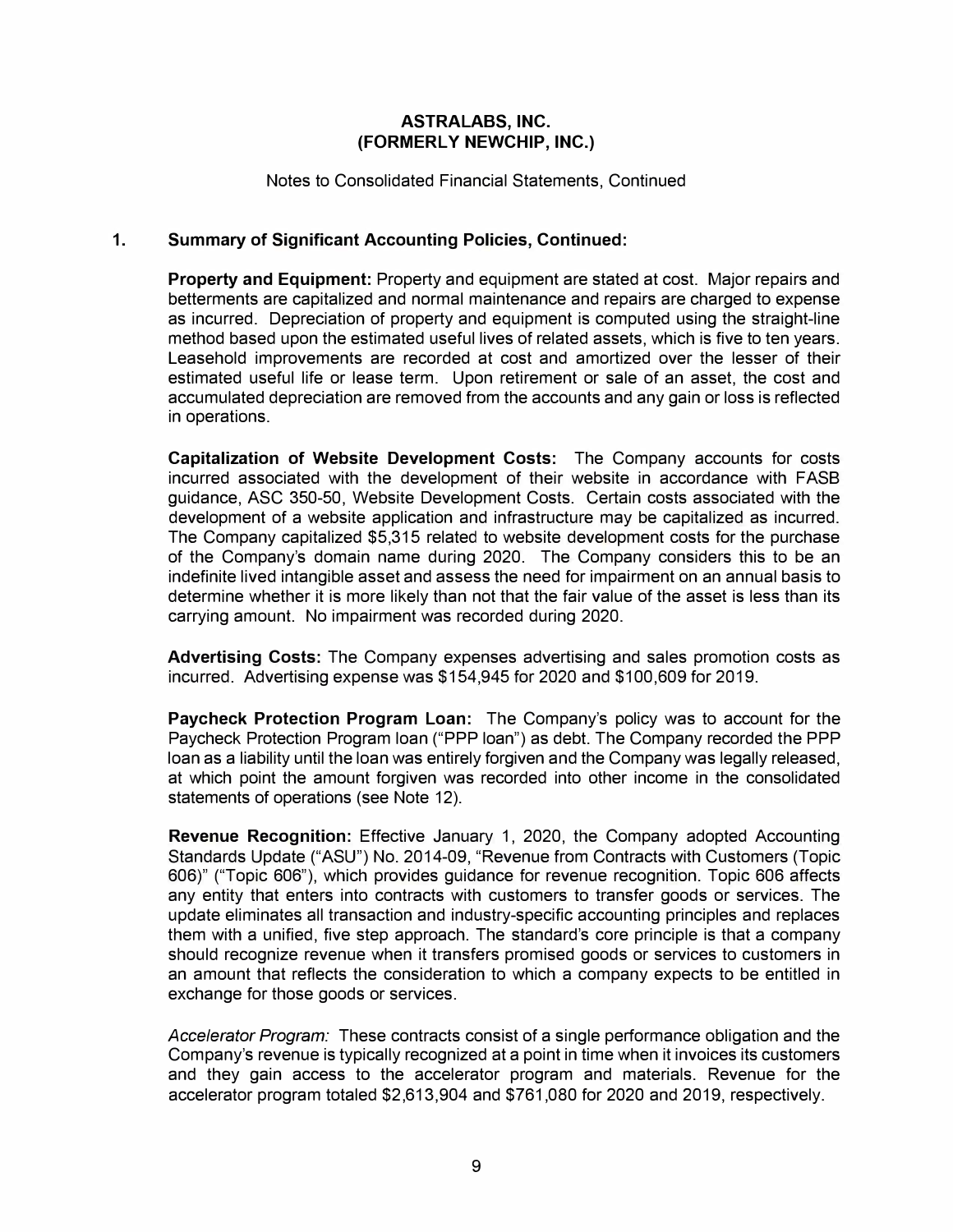# ASTRALABS, INC.
# (FORMERLY NEWCHIP, INC.)

Notes to Consolidated Financial Statements, Continued

## 1. Summary of Significant Accounting Policies, Continued:

**Property and Equipment:** Property and equipment are stated at cost. Major repairs and betterments are capitalized and normal maintenance and repairs are charged to expense as incurred. Depreciation of property and equipment is computed using the straight-line method based upon the estimated useful lives of related assets, which is five to ten years. Leasehold improvements are recorded at cost and amortized over the lesser of their estimated useful life or lease term. Upon retirement or sale of an asset, the cost and accumulated depreciation are removed from the accounts and any gain or loss is reflected in operations.

**Capitalization of Website Development Costs:** The Company accounts for costs incurred associated with the development of their website in accordance with FASB guidance, ASC 350-50, Website Development Costs. Certain costs associated with the development of a website application and infrastructure may be capitalized as incurred. The Company capitalized $5,315 related to website development costs for the purchase of the Company's domain name during 2020. The Company considers this to be an indefinite lived intangible asset and assess the need for impairment on an annual basis to determine whether it is more likely than not that the fair value of the asset is less than its carrying amount. No impairment was recorded during 2020.

**Advertising Costs:** The Company expenses advertising and sales promotion costs as incurred. Advertising expense was $154,945 for 2020 and $100,609 for 2019.

**Paycheck Protection Program Loan:** The Company's policy was to account for the Paycheck Protection Program loan ("PPP loan") as debt. The Company recorded the PPP loan as a liability until the loan was entirely forgiven and the Company was legally released, at which point the amount forgiven was recorded into other income in the consolidated statements of operations (see Note 12).

**Revenue Recognition:** Effective January 1, 2020, the Company adopted Accounting Standards Update ("ASU") No. 2014-09, "Revenue from Contracts with Customers (Topic 606)" ("Topic 606"), which provides guidance for revenue recognition. Topic 606 affects any entity that enters into contracts with customers to transfer goods or services. The update eliminates all transaction and industry-specific accounting principles and replaces them with a unified, five step approach. The standard's core principle is that a company should recognize revenue when it transfers promised goods or services to customers in an amount that reflects the consideration to which a company expects to be entitled in exchange for those goods or services.

*Accelerator Program:* These contracts consist of a single performance obligation and the Company's revenue is typically recognized at a point in time when it invoices its customers and they gain access to the accelerator program and materials. Revenue for the accelerator program totaled $2,613,904 and $761,080 for 2020 and 2019, respectively.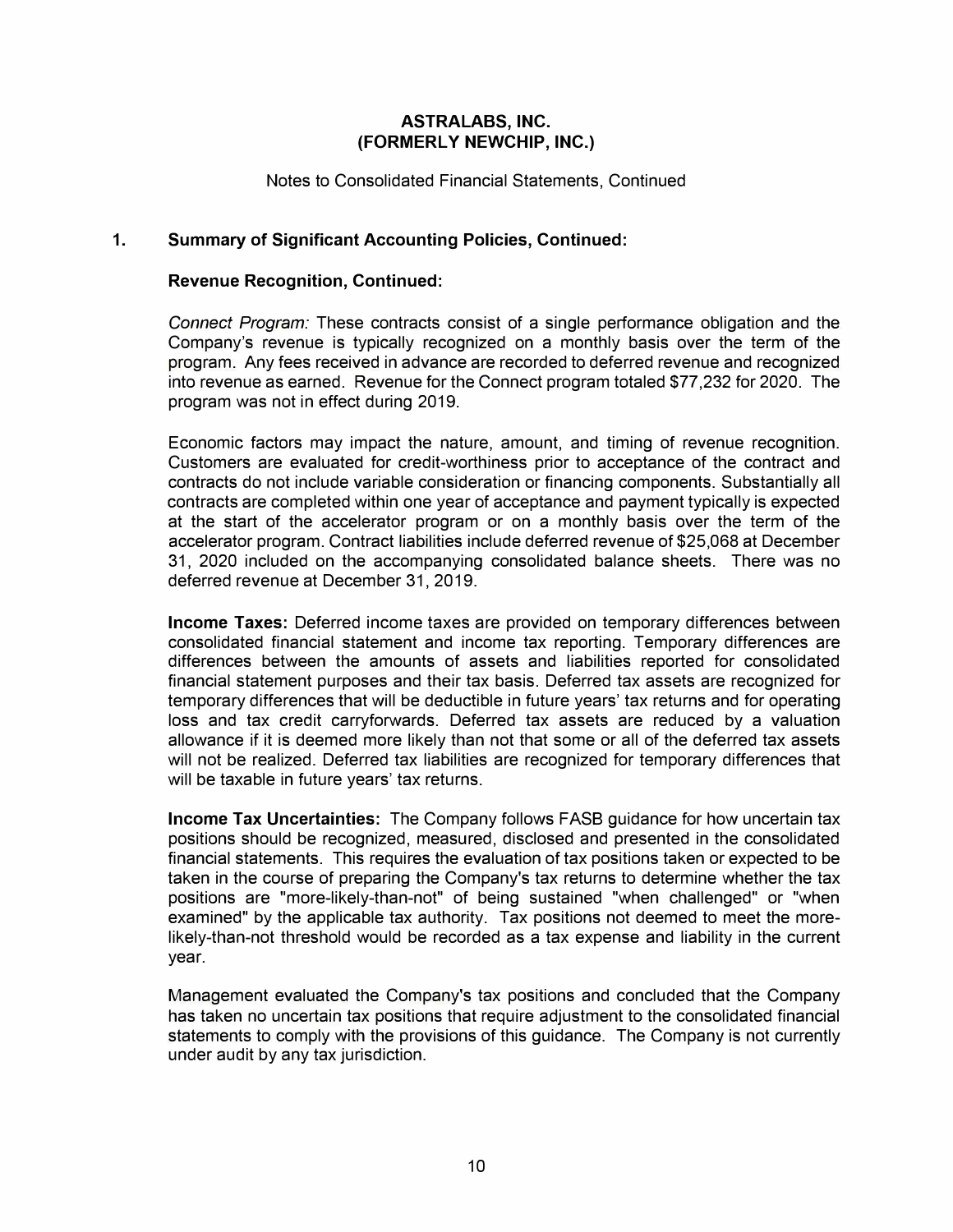# ASTRALABS, INC.
# (FORMERLY NEWCHIP, INC.)

Notes to Consolidated Financial Statements, Continued

## 1. Summary of Significant Accounting Policies, Continued:

### Revenue Recognition, Continued:

*Connect Program:* These contracts consist of a single performance obligation and the Company's revenue is typically recognized on a monthly basis over the term of the program. Any fees received in advance are recorded to deferred revenue and recognized into revenue as earned. Revenue for the Connect program totaled $77,232 for 2020. The program was not in effect during 2019.

Economic factors may impact the nature, amount, and timing of revenue recognition. Customers are evaluated for credit-worthiness prior to acceptance of the contract and contracts do not include variable consideration or financing components. Substantially all contracts are completed within one year of acceptance and payment typically is expected at the start of the accelerator program or on a monthly basis over the term of the accelerator program. Contract liabilities include deferred revenue of $25,068 at December 31, 2020 included on the accompanying consolidated balance sheets. There was no deferred revenue at December 31, 2019.

**Income Taxes:** Deferred income taxes are provided on temporary differences between consolidated financial statement and income tax reporting. Temporary differences are differences between the amounts of assets and liabilities reported for consolidated financial statement purposes and their tax basis. Deferred tax assets are recognized for temporary differences that will be deductible in future years' tax returns and for operating loss and tax credit carryforwards. Deferred tax assets are reduced by a valuation allowance if it is deemed more likely than not that some or all of the deferred tax assets will not be realized. Deferred tax liabilities are recognized for temporary differences that will be taxable in future years' tax returns.

**Income Tax Uncertainties:** The Company follows FASB guidance for how uncertain tax positions should be recognized, measured, disclosed and presented in the consolidated financial statements. This requires the evaluation of tax positions taken or expected to be taken in the course of preparing the Company's tax returns to determine whether the tax positions are "more-likely-than-not" of being sustained "when challenged" or "when examined" by the applicable tax authority. Tax positions not deemed to meet the more-likely-than-not threshold would be recorded as a tax expense and liability in the current year.

Management evaluated the Company's tax positions and concluded that the Company has taken no uncertain tax positions that require adjustment to the consolidated financial statements to comply with the provisions of this guidance. The Company is not currently under audit by any tax jurisdiction.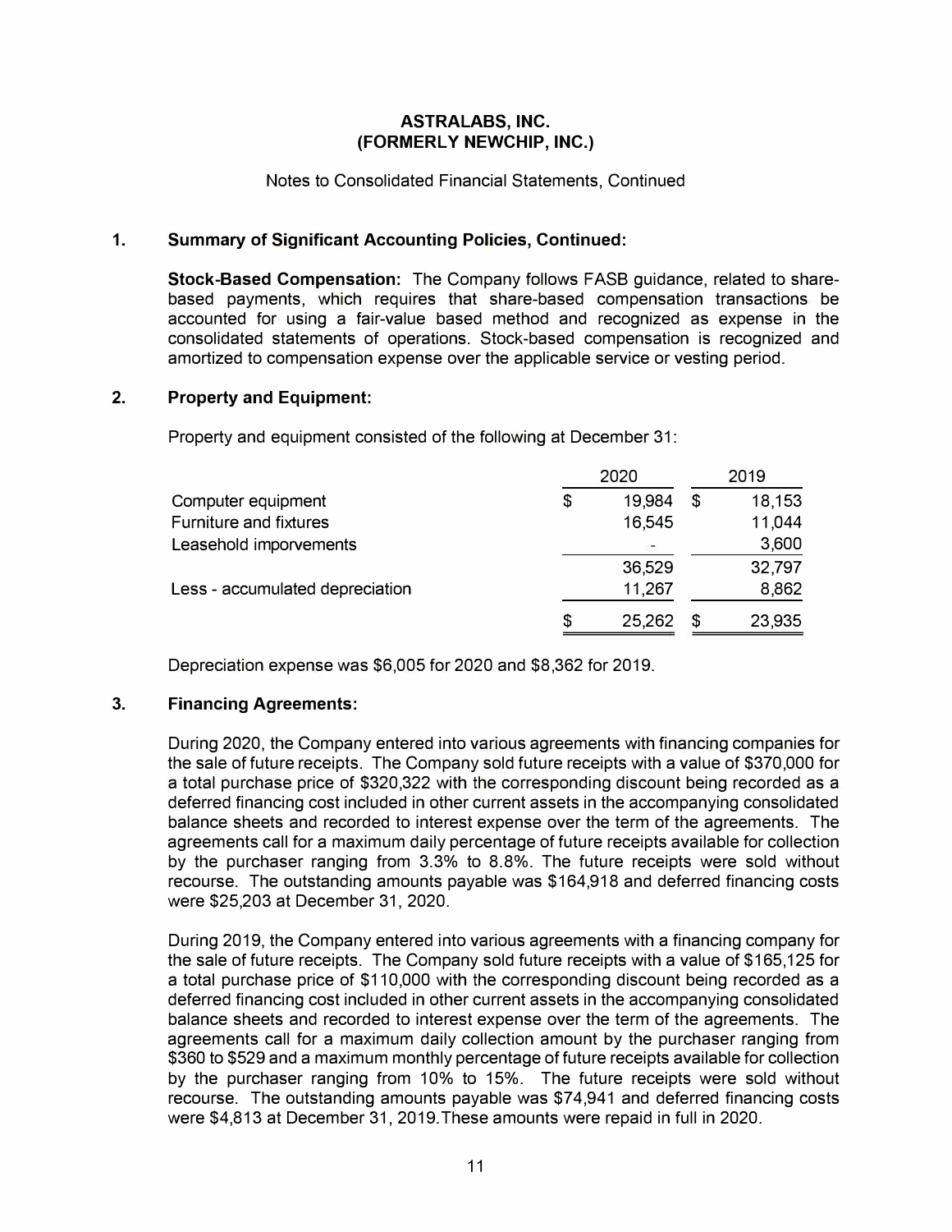**ASTRALABS, INC.**
**(FORMERLY NEWCHIP, INC.)**

Notes to Consolidated Financial Statements, Continued

## 1. Summary of Significant Accounting Policies, Continued:

**Stock-Based Compensation:** The Company follows FASB guidance, related to share-based payments, which requires that share-based compensation transactions be accounted for using a fair-value based method and recognized as expense in the consolidated statements of operations. Stock-based compensation is recognized and amortized to compensation expense over the applicable service or vesting period.

## 2. Property and Equipment:

Property and equipment consisted of the following at December 31:

| | 2020 | 2019 |
|---|---|---|
| Computer equipment | $ 19,984 | $ 18,153 |
| Furniture and fixtures | 16,545 | 11,044 |
| Leasehold imporvements | - | 3,600 |
| | 36,529 | 32,797 |
| Less - accumulated depreciation | 11,267 | 8,862 |
| | $ 25,262 | $ 23,935 |

Depreciation expense was $6,005 for 2020 and $8,362 for 2019.

## 3. Financing Agreements:

During 2020, the Company entered into various agreements with financing companies for the sale of future receipts. The Company sold future receipts with a value of $370,000 for a total purchase price of $320,322 with the corresponding discount being recorded as a deferred financing cost included in other current assets in the accompanying consolidated balance sheets and recorded to interest expense over the term of the agreements. The agreements call for a maximum daily percentage of future receipts available for collection by the purchaser ranging from 3.3% to 8.8%. The future receipts were sold without recourse. The outstanding amounts payable was $164,918 and deferred financing costs were $25,203 at December 31, 2020.

During 2019, the Company entered into various agreements with a financing company for the sale of future receipts. The Company sold future receipts with a value of $165,125 for a total purchase price of $110,000 with the corresponding discount being recorded as a deferred financing cost included in other current assets in the accompanying consolidated balance sheets and recorded to interest expense over the term of the agreements. The agreements call for a maximum daily collection amount by the purchaser ranging from $360 to $529 and a maximum monthly percentage of future receipts available for collection by the purchaser ranging from 10% to 15%. The future receipts were sold without recourse. The outstanding amounts payable was $74,941 and deferred financing costs were $4,813 at December 31, 2019.These amounts were repaid in full in 2020.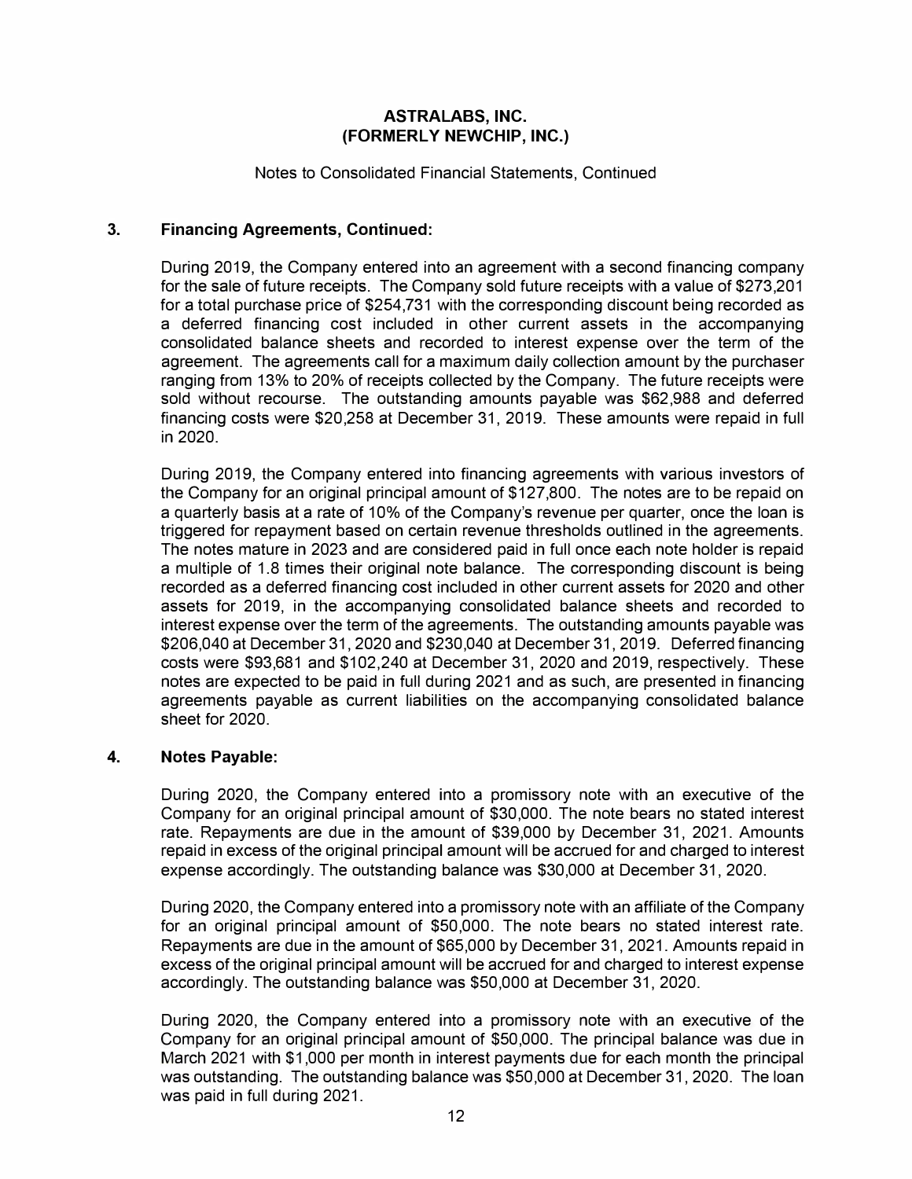# ASTRALABS, INC.
# (FORMERLY NEWCHIP, INC.)

Notes to Consolidated Financial Statements, Continued

## 3. Financing Agreements, Continued:

During 2019, the Company entered into an agreement with a second financing company for the sale of future receipts. The Company sold future receipts with a value of $273,201 for a total purchase price of $254,731 with the corresponding discount being recorded as a deferred financing cost included in other current assets in the accompanying consolidated balance sheets and recorded to interest expense over the term of the agreement. The agreements call for a maximum daily collection amount by the purchaser ranging from 13% to 20% of receipts collected by the Company. The future receipts were sold without recourse. The outstanding amounts payable was $62,988 and deferred financing costs were $20,258 at December 31, 2019. These amounts were repaid in full in 2020.

During 2019, the Company entered into financing agreements with various investors of the Company for an original principal amount of $127,800. The notes are to be repaid on a quarterly basis at a rate of 10% of the Company's revenue per quarter, once the loan is triggered for repayment based on certain revenue thresholds outlined in the agreements. The notes mature in 2023 and are considered paid in full once each note holder is repaid a multiple of 1.8 times their original note balance. The corresponding discount is being recorded as a deferred financing cost included in other current assets for 2020 and other assets for 2019, in the accompanying consolidated balance sheets and recorded to interest expense over the term of the agreements. The outstanding amounts payable was $206,040 at December 31, 2020 and $230,040 at December 31, 2019. Deferred financing costs were $93,681 and $102,240 at December 31, 2020 and 2019, respectively. These notes are expected to be paid in full during 2021 and as such, are presented in financing agreements payable as current liabilities on the accompanying consolidated balance sheet for 2020.

## 4. Notes Payable:

During 2020, the Company entered into a promissory note with an executive of the Company for an original principal amount of $30,000. The note bears no stated interest rate. Repayments are due in the amount of $39,000 by December 31, 2021. Amounts repaid in excess of the original principal amount will be accrued for and charged to interest expense accordingly. The outstanding balance was $30,000 at December 31, 2020.

During 2020, the Company entered into a promissory note with an affiliate of the Company for an original principal amount of $50,000. The note bears no stated interest rate. Repayments are due in the amount of $65,000 by December 31, 2021. Amounts repaid in excess of the original principal amount will be accrued for and charged to interest expense accordingly. The outstanding balance was $50,000 at December 31, 2020.

During 2020, the Company entered into a promissory note with an executive of the Company for an original principal amount of $50,000. The principal balance was due in March 2021 with $1,000 per month in interest payments due for each month the principal was outstanding. The outstanding balance was $50,000 at December 31, 2020. The loan was paid in full during 2021.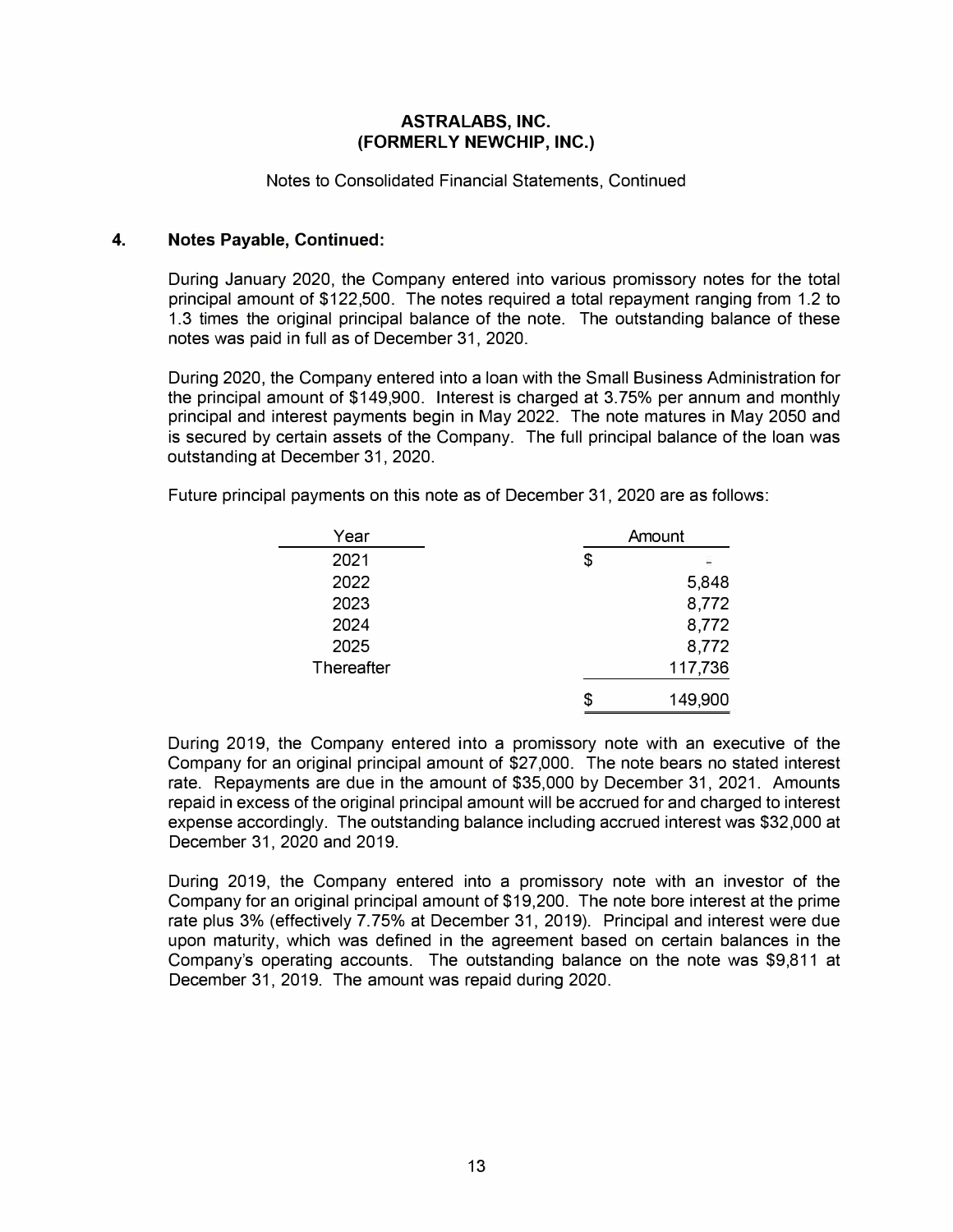ASTRALABS, INC.
(FORMERLY NEWCHIP, INC.)

Notes to Consolidated Financial Statements, Continued

## 4. Notes Payable, Continued:

During January 2020, the Company entered into various promissory notes for the total principal amount of $122,500. The notes required a total repayment ranging from 1.2 to 1.3 times the original principal balance of the note. The outstanding balance of these notes was paid in full as of December 31, 2020.

During 2020, the Company entered into a loan with the Small Business Administration for the principal amount of $149,900. Interest is charged at 3.75% per annum and monthly principal and interest payments begin in May 2022. The note matures in May 2050 and is secured by certain assets of the Company. The full principal balance of the loan was outstanding at December 31, 2020.

Future principal payments on this note as of December 31, 2020 are as follows:

| Year | Amount |
|---|---|
| 2021 | $ - |
| 2022 | 5,848 |
| 2023 | 8,772 |
| 2024 | 8,772 |
| 2025 | 8,772 |
| Thereafter | 117,736 |
| | $ 149,900 |

During 2019, the Company entered into a promissory note with an executive of the Company for an original principal amount of $27,000. The note bears no stated interest rate. Repayments are due in the amount of $35,000 by December 31, 2021. Amounts repaid in excess of the original principal amount will be accrued for and charged to interest expense accordingly. The outstanding balance including accrued interest was $32,000 at December 31, 2020 and 2019.

During 2019, the Company entered into a promissory note with an investor of the Company for an original principal amount of $19,200. The note bore interest at the prime rate plus 3% (effectively 7.75% at December 31, 2019). Principal and interest were due upon maturity, which was defined in the agreement based on certain balances in the Company's operating accounts. The outstanding balance on the note was $9,811 at December 31, 2019. The amount was repaid during 2020.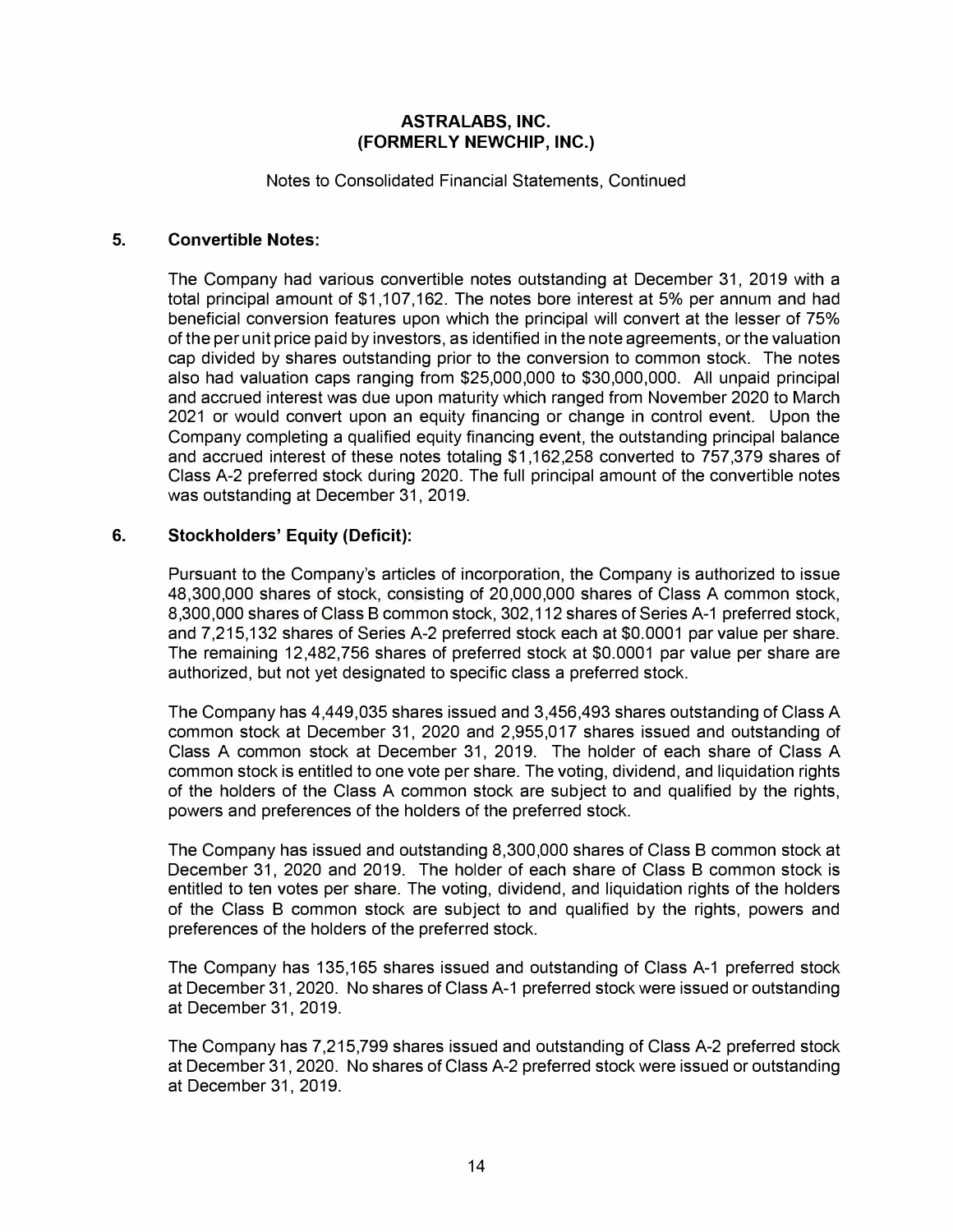# ASTRALABS, INC.
# (FORMERLY NEWCHIP, INC.)

Notes to Consolidated Financial Statements, Continued

## 5. Convertible Notes:

The Company had various convertible notes outstanding at December 31, 2019 with a total principal amount of $1,107,162. The notes bore interest at 5% per annum and had beneficial conversion features upon which the principal will convert at the lesser of 75% of the per unit price paid by investors, as identified in the note agreements, or the valuation cap divided by shares outstanding prior to the conversion to common stock. The notes also had valuation caps ranging from $25,000,000 to $30,000,000. All unpaid principal and accrued interest was due upon maturity which ranged from November 2020 to March 2021 or would convert upon an equity financing or change in control event. Upon the Company completing a qualified equity financing event, the outstanding principal balance and accrued interest of these notes totaling $1,162,258 converted to 757,379 shares of Class A-2 preferred stock during 2020. The full principal amount of the convertible notes was outstanding at December 31, 2019.

## 6. Stockholders' Equity (Deficit):

Pursuant to the Company's articles of incorporation, the Company is authorized to issue 48,300,000 shares of stock, consisting of 20,000,000 shares of Class A common stock, 8,300,000 shares of Class B common stock, 302,112 shares of Series A-1 preferred stock, and 7,215,132 shares of Series A-2 preferred stock each at $0.0001 par value per share. The remaining 12,482,756 shares of preferred stock at $0.0001 par value per share are authorized, but not yet designated to specific class a preferred stock.

The Company has 4,449,035 shares issued and 3,456,493 shares outstanding of Class A common stock at December 31, 2020 and 2,955,017 shares issued and outstanding of Class A common stock at December 31, 2019. The holder of each share of Class A common stock is entitled to one vote per share. The voting, dividend, and liquidation rights of the holders of the Class A common stock are subject to and qualified by the rights, powers and preferences of the holders of the preferred stock.

The Company has issued and outstanding 8,300,000 shares of Class B common stock at December 31, 2020 and 2019. The holder of each share of Class B common stock is entitled to ten votes per share. The voting, dividend, and liquidation rights of the holders of the Class B common stock are subject to and qualified by the rights, powers and preferences of the holders of the preferred stock.

The Company has 135,165 shares issued and outstanding of Class A-1 preferred stock at December 31, 2020. No shares of Class A-1 preferred stock were issued or outstanding at December 31, 2019.

The Company has 7,215,799 shares issued and outstanding of Class A-2 preferred stock at December 31, 2020. No shares of Class A-2 preferred stock were issued or outstanding at December 31, 2019.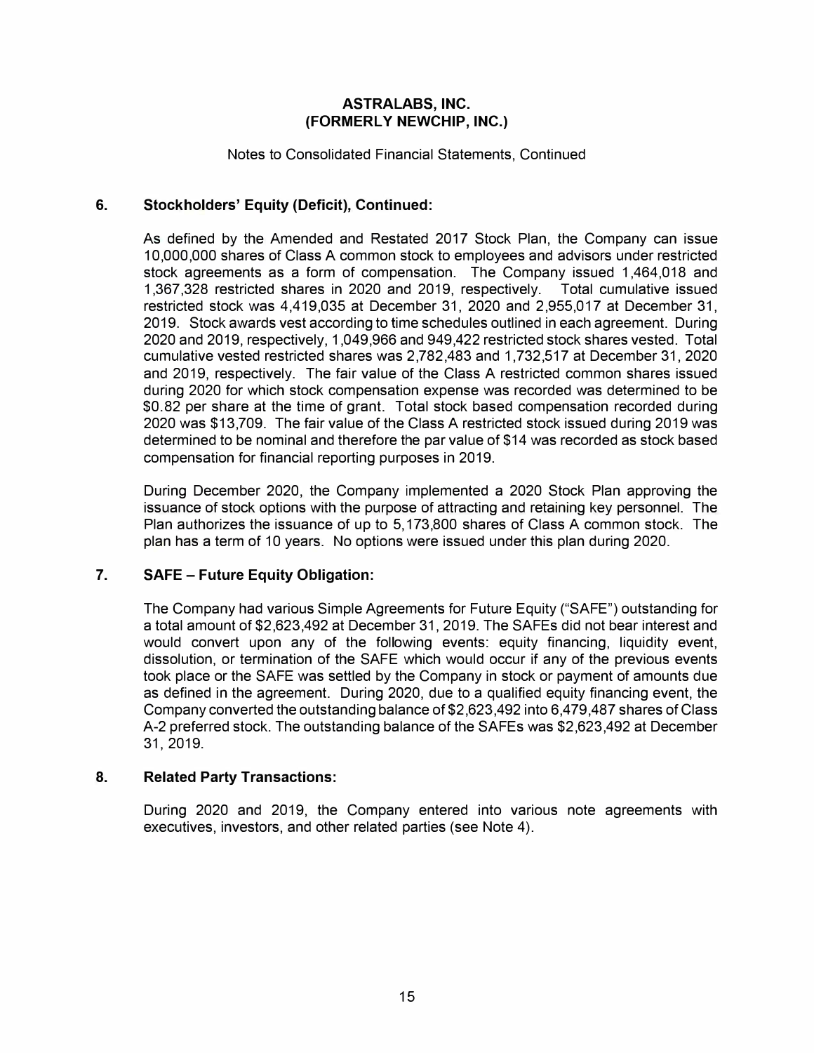**ASTRALABS, INC.**
**(FORMERLY NEWCHIP, INC.)**

Notes to Consolidated Financial Statements, Continued

## 6. Stockholders' Equity (Deficit), Continued:

As defined by the Amended and Restated 2017 Stock Plan, the Company can issue 10,000,000 shares of Class A common stock to employees and advisors under restricted stock agreements as a form of compensation. The Company issued 1,464,018 and 1,367,328 restricted shares in 2020 and 2019, respectively. Total cumulative issued restricted stock was 4,419,035 at December 31, 2020 and 2,955,017 at December 31, 2019. Stock awards vest according to time schedules outlined in each agreement. During 2020 and 2019, respectively, 1,049,966 and 949,422 restricted stock shares vested. Total cumulative vested restricted shares was 2,782,483 and 1,732,517 at December 31, 2020 and 2019, respectively. The fair value of the Class A restricted common shares issued during 2020 for which stock compensation expense was recorded was determined to be $0.82 per share at the time of grant. Total stock based compensation recorded during 2020 was $13,709. The fair value of the Class A restricted stock issued during 2019 was determined to be nominal and therefore the par value of $14 was recorded as stock based compensation for financial reporting purposes in 2019.

During December 2020, the Company implemented a 2020 Stock Plan approving the issuance of stock options with the purpose of attracting and retaining key personnel. The Plan authorizes the issuance of up to 5,173,800 shares of Class A common stock. The plan has a term of 10 years. No options were issued under this plan during 2020.

## 7. SAFE – Future Equity Obligation:

The Company had various Simple Agreements for Future Equity ("SAFE") outstanding for a total amount of $2,623,492 at December 31, 2019. The SAFEs did not bear interest and would convert upon any of the following events: equity financing, liquidity event, dissolution, or termination of the SAFE which would occur if any of the previous events took place or the SAFE was settled by the Company in stock or payment of amounts due as defined in the agreement. During 2020, due to a qualified equity financing event, the Company converted the outstanding balance of $2,623,492 into 6,479,487 shares of Class A-2 preferred stock. The outstanding balance of the SAFEs was $2,623,492 at December 31, 2019.

## 8. Related Party Transactions:

During 2020 and 2019, the Company entered into various note agreements with executives, investors, and other related parties (see Note 4).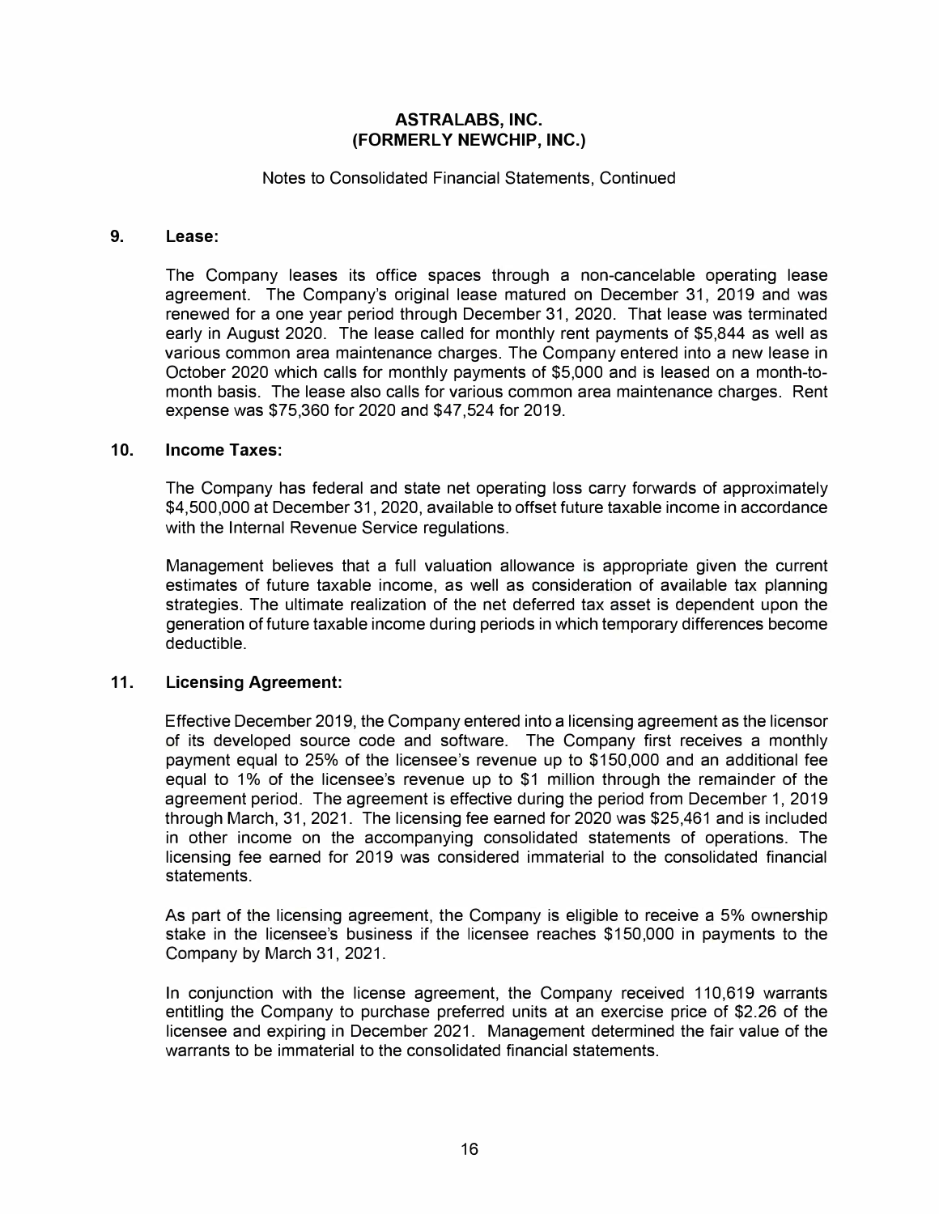# ASTRALABS, INC.
# (FORMERLY NEWCHIP, INC.)

Notes to Consolidated Financial Statements, Continued

## 9. Lease:

The Company leases its office spaces through a non-cancelable operating lease agreement. The Company's original lease matured on December 31, 2019 and was renewed for a one year period through December 31, 2020. That lease was terminated early in August 2020. The lease called for monthly rent payments of $5,844 as well as various common area maintenance charges. The Company entered into a new lease in October 2020 which calls for monthly payments of $5,000 and is leased on a month-to-month basis. The lease also calls for various common area maintenance charges. Rent expense was $75,360 for 2020 and $47,524 for 2019.

## 10. Income Taxes:

The Company has federal and state net operating loss carry forwards of approximately $4,500,000 at December 31, 2020, available to offset future taxable income in accordance with the Internal Revenue Service regulations.

Management believes that a full valuation allowance is appropriate given the current estimates of future taxable income, as well as consideration of available tax planning strategies. The ultimate realization of the net deferred tax asset is dependent upon the generation of future taxable income during periods in which temporary differences become deductible.

## 11. Licensing Agreement:

Effective December 2019, the Company entered into a licensing agreement as the licensor of its developed source code and software. The Company first receives a monthly payment equal to 25% of the licensee's revenue up to $150,000 and an additional fee equal to 1% of the licensee's revenue up to $1 million through the remainder of the agreement period. The agreement is effective during the period from December 1, 2019 through March, 31, 2021. The licensing fee earned for 2020 was $25,461 and is included in other income on the accompanying consolidated statements of operations. The licensing fee earned for 2019 was considered immaterial to the consolidated financial statements.

As part of the licensing agreement, the Company is eligible to receive a 5% ownership stake in the licensee's business if the licensee reaches $150,000 in payments to the Company by March 31, 2021.

In conjunction with the license agreement, the Company received 110,619 warrants entitling the Company to purchase preferred units at an exercise price of $2.26 of the licensee and expiring in December 2021. Management determined the fair value of the warrants to be immaterial to the consolidated financial statements.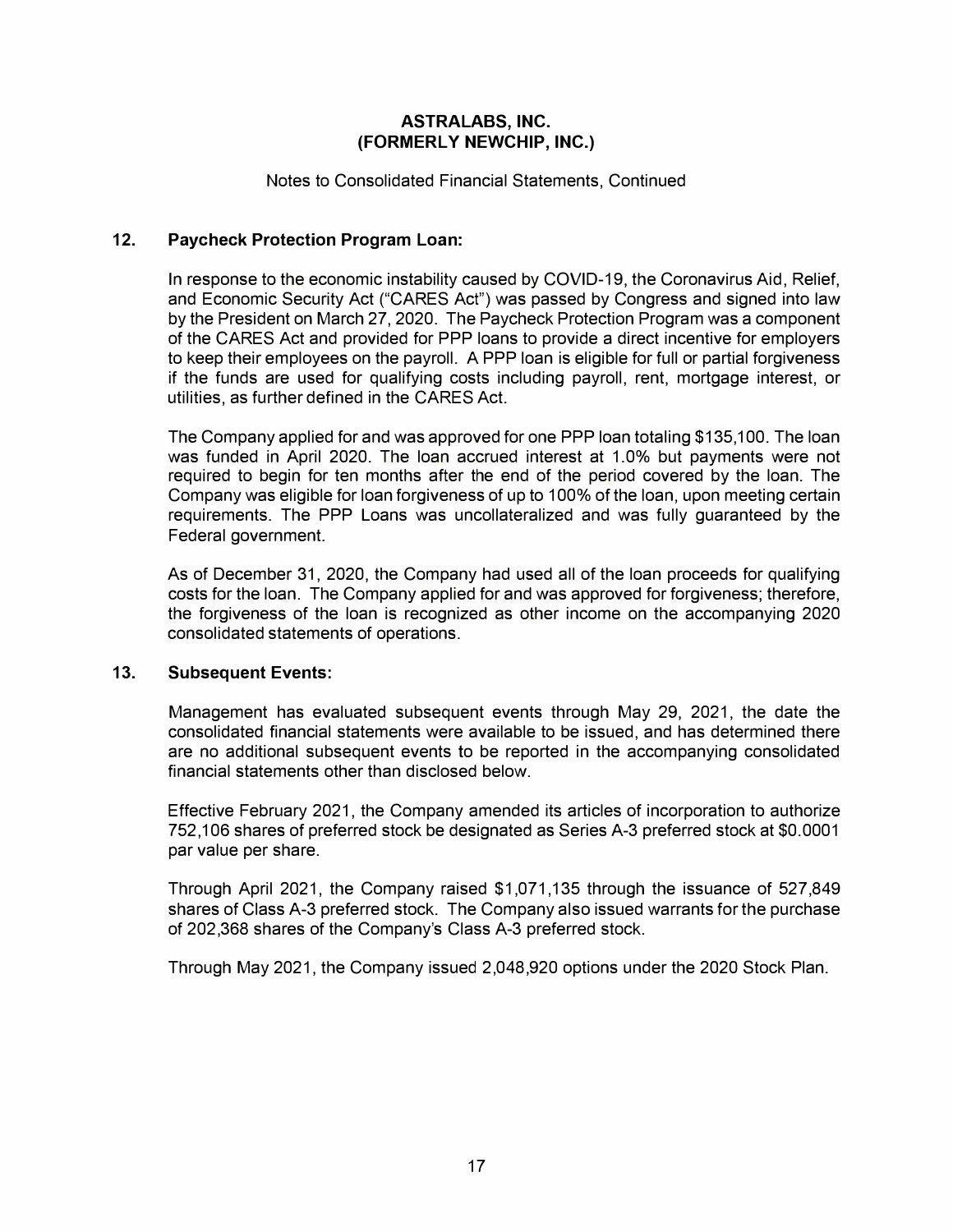# ASTRALABS, INC.
# (FORMERLY NEWCHIP, INC.)

Notes to Consolidated Financial Statements, Continued

## 12. Paycheck Protection Program Loan:

In response to the economic instability caused by COVID-19, the Coronavirus Aid, Relief, and Economic Security Act ("CARES Act") was passed by Congress and signed into law by the President on March 27, 2020. The Paycheck Protection Program was a component of the CARES Act and provided for PPP loans to provide a direct incentive for employers to keep their employees on the payroll. A PPP loan is eligible for full or partial forgiveness if the funds are used for qualifying costs including payroll, rent, mortgage interest, or utilities, as further defined in the CARES Act.

The Company applied for and was approved for one PPP loan totaling $135,100. The loan was funded in April 2020. The loan accrued interest at 1.0% but payments were not required to begin for ten months after the end of the period covered by the loan. The Company was eligible for loan forgiveness of up to 100% of the loan, upon meeting certain requirements. The PPP Loans was uncollateralized and was fully guaranteed by the Federal government.

As of December 31, 2020, the Company had used all of the loan proceeds for qualifying costs for the loan. The Company applied for and was approved for forgiveness; therefore, the forgiveness of the loan is recognized as other income on the accompanying 2020 consolidated statements of operations.

## 13. Subsequent Events:

Management has evaluated subsequent events through May 29, 2021, the date the consolidated financial statements were available to be issued, and has determined there are no additional subsequent events to be reported in the accompanying consolidated financial statements other than disclosed below.

Effective February 2021, the Company amended its articles of incorporation to authorize 752,106 shares of preferred stock be designated as Series A-3 preferred stock at $0.0001 par value per share.

Through April 2021, the Company raised $1,071,135 through the issuance of 527,849 shares of Class A-3 preferred stock. The Company also issued warrants for the purchase of 202,368 shares of the Company's Class A-3 preferred stock.

Through May 2021, the Company issued 2,048,920 options under the 2020 Stock Plan.